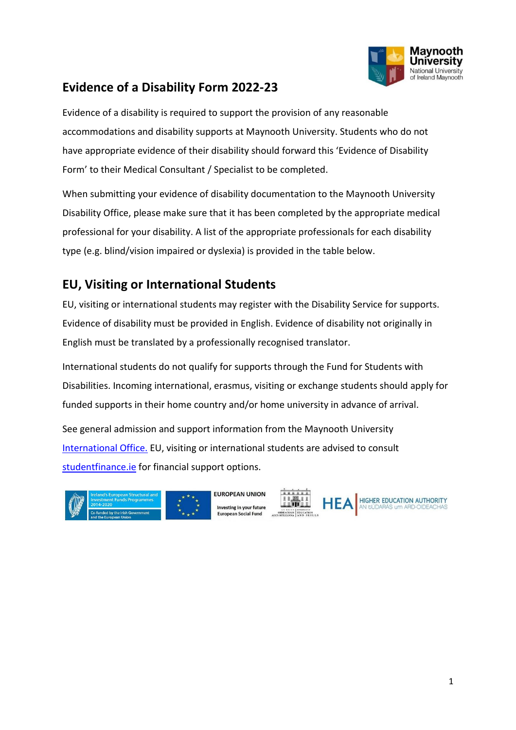# Evidence of a Disability Form 2022-23

Evidence of a disability is required to support the provision of any reasonable accommodations and disability supports at Maynooth University. Students who do not have appropriate evidence of their disability should forward this 'Evidence of Disability Form' to their Medical Consultant / Specialist to be completed.

When submitting your evidence of disability documentation to the Maynooth University Disability Office, please make sure that it has been completed by the appropriate medical professional for your disability. A list of the appropriate professionals for each disability type (e.g. blind/vision impaired or dyslexia) is provided in the table below.

## EU, Visiting or International Students

EU, visiting or international students may register with the Disability Service for supports. Evidence of disability must be provided in English. Evidence of disability not originally in English must be translated by a professionally recognised translator.

International students do not qualify for supports through the Fund for Students with Disabilities. Incoming international, erasmus, visiting or exchange students should apply for funded supports in their home country and/or home university in advance of arrival.

See general admission and support information from the Maynooth University International Office. EU, visiting or international students are advised to consult studentfinance.ie for financial support options.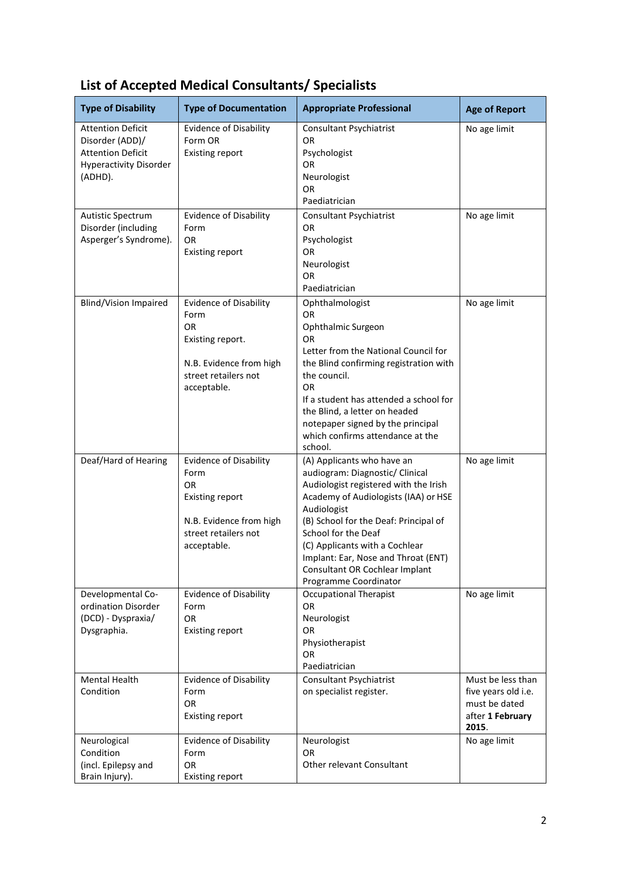## List of Accepted Medical Consultants/ Specialists

| Type of Disability | Type of Documentation | Appropriate Professional | Age of Report |
| --- | --- | --- | --- |
| Attention Deficit Disorder (ADD)/ Attention Deficit Hyperactivity Disorder (ADHD). | Evidence of Disability Form OR Existing report | Consultant Psychiatrist OR Psychologist OR Neurologist OR Paediatrician | No age limit |
| Autistic Spectrum Disorder (including Asperger's Syndrome). | Evidence of Disability Form OR Existing report | Consultant Psychiatrist OR Psychologist OR Neurologist OR Paediatrician | No age limit |
| Blind/Vision Impaired | Evidence of Disability Form OR Existing report.<br><br>N.B. Evidence from high street retailers not acceptable. | Ophthalmologist OR Ophthalmic Surgeon OR Letter from the National Council for the Blind confirming registration with the council. OR If a student has attended a school for the Blind, a letter on headed notepaper signed by the principal which confirms attendance at the school. | No age limit |
| Deaf/Hard of Hearing | Evidence of Disability Form OR Existing report<br><br>N.B. Evidence from high street retailers not acceptable. | (A) Applicants who have an audiogram: Diagnostic/ Clinical Audiologist registered with the Irish Academy of Audiologists (IAA) or HSE Audiologist<br>(B) School for the Deaf: Principal of School for the Deaf<br>(C) Applicants with a Cochlear Implant: Ear, Nose and Throat (ENT) Consultant OR Cochlear Implant Programme Coordinator | No age limit |
| Developmental Co-ordination Disorder (DCD) - Dyspraxia/ Dysgraphia. | Evidence of Disability Form OR Existing report | Occupational Therapist OR Neurologist OR Physiotherapist OR Paediatrician | No age limit |
| Mental Health Condition | Evidence of Disability Form OR Existing report | Consultant Psychiatrist on specialist register. | Must be less than five years old i.e. must be dated after **1 February 2015**. |
| Neurological Condition (incl. Epilepsy and Brain Injury). | Evidence of Disability Form OR Existing report | Neurologist OR Other relevant Consultant | No age limit |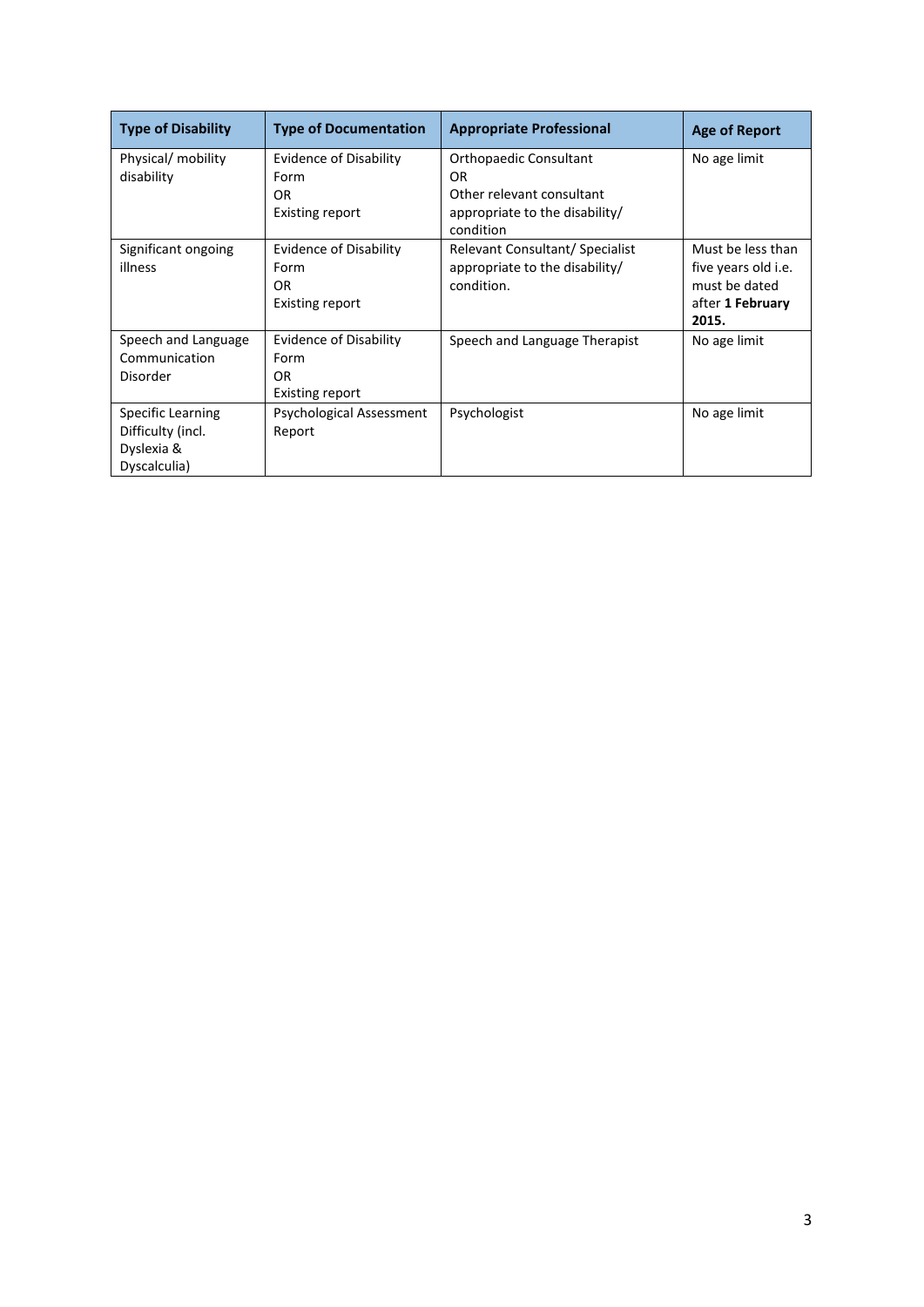| Type of Disability | Type of Documentation | Appropriate Professional | Age of Report |
|---|---|---|---|
| Physical/ mobility disability | Evidence of Disability Form<br>OR<br>Existing report | Orthopaedic Consultant<br>OR<br>Other relevant consultant appropriate to the disability/ condition | No age limit |
| Significant ongoing illness | Evidence of Disability Form<br>OR<br>Existing report | Relevant Consultant/ Specialist appropriate to the disability/ condition. | Must be less than five years old i.e. must be dated after **1 February 2015.** |
| Speech and Language Communication Disorder | Evidence of Disability Form<br>OR<br>Existing report | Speech and Language Therapist | No age limit |
| Specific Learning Difficulty (incl. Dyslexia & Dyscalculia) | Psychological Assessment Report | Psychologist | No age limit |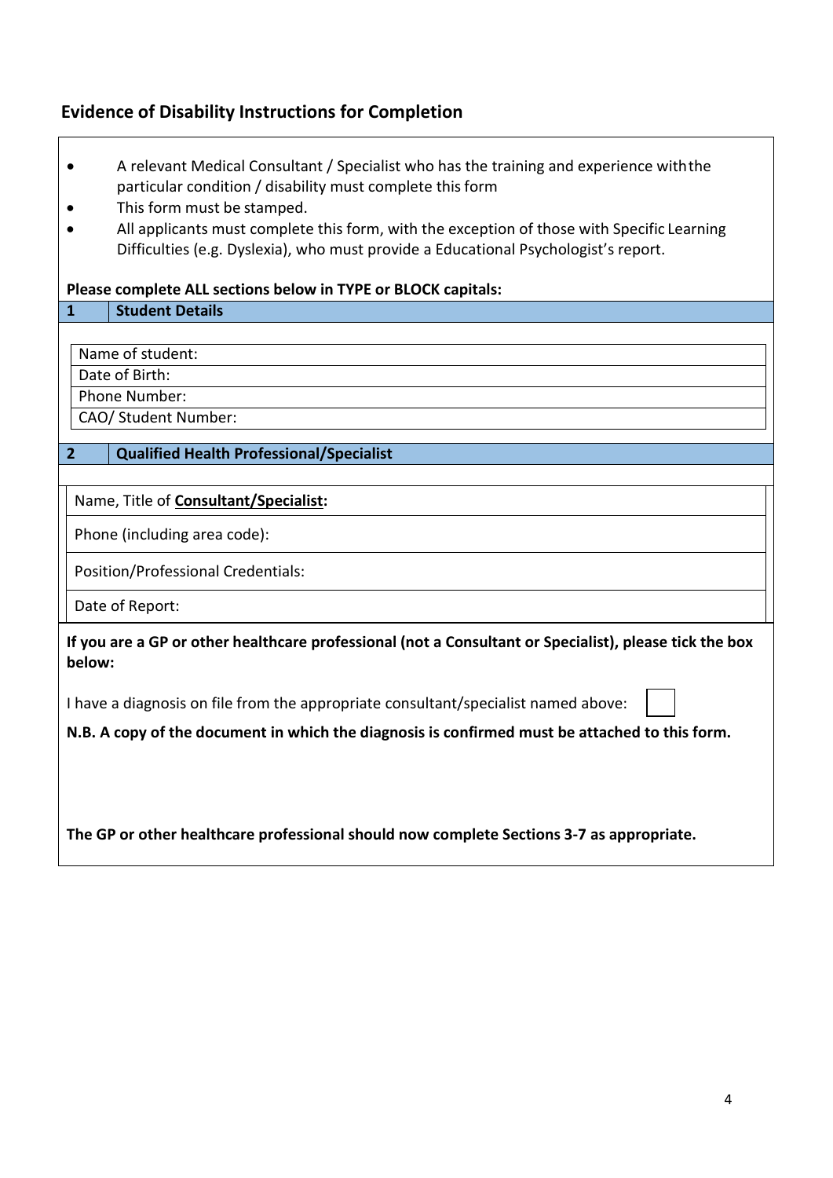## Evidence of Disability Instructions for Completion

- A relevant Medical Consultant / Specialist who has the training and experience with the particular condition / disability must complete this form
- This form must be stamped.
- All applicants must complete this form, with the exception of those with Specific Learning Difficulties (e.g. Dyslexia), who must provide a Educational Psychologist's report.

**Please complete ALL sections below in TYPE or BLOCK capitals:**

| 1 | **Student Details** |
|---|---|

| |
|---|
| Name of student: |
| Date of Birth: |
| Phone Number: |
| CAO/ Student Number: |

| 2 | **Qualified Health Professional/Specialist** |
|---|---|

| |
|---|
| Name, Title of **Consultant/Specialist:** |
| Phone (including area code): |
| Position/Professional Credentials: |
| Date of Report: |

**If you are a GP or other healthcare professional (not a Consultant or Specialist), please tick the box below:**

I have a diagnosis on file from the appropriate consultant/specialist named above: ☐

**N.B. A copy of the document in which the diagnosis is confirmed must be attached to this form.**

**The GP or other healthcare professional should now complete Sections 3-7 as appropriate.**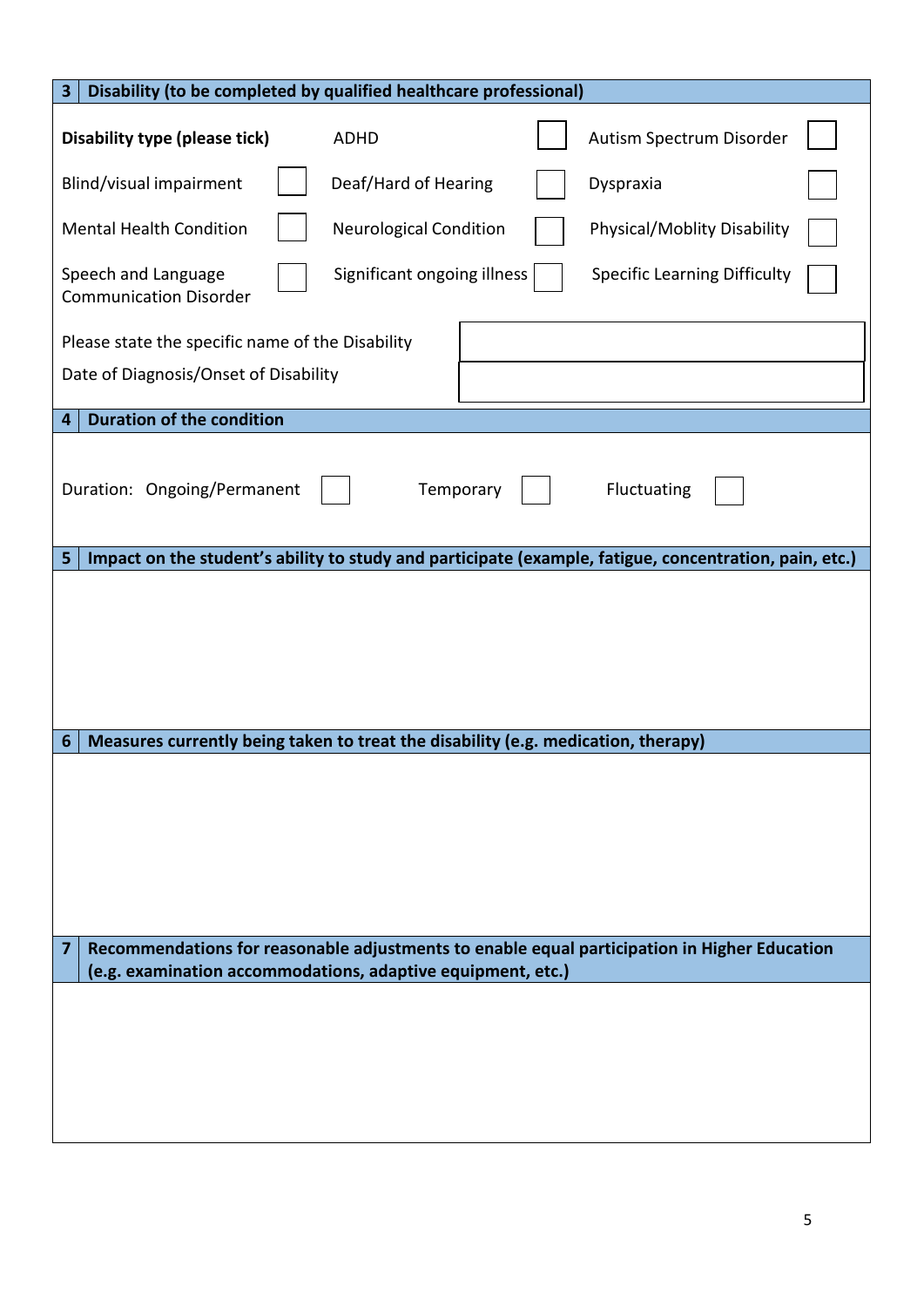## 3 Disability (to be completed by qualified healthcare professional)

**Disability type (please tick)**

| | | | | | |
|---|---|---|---|---|---|
| | | ADHD | ☐ | Autism Spectrum Disorder | ☐ |
| Blind/visual impairment | ☐ | Deaf/Hard of Hearing | ☐ | Dyspraxia | ☐ |
| Mental Health Condition | ☐ | Neurological Condition | ☐ | Physical/Moblity Disability | ☐ |
| Speech and Language Communication Disorder | ☐ | Significant ongoing illness | ☐ | Specific Learning Difficulty | ☐ |

| | |
|---|---|
| Please state the specific name of the Disability | |
| Date of Diagnosis/Onset of Disability | |

## 4 Duration of the condition

Duration: Ongoing/Permanent ☐ Temporary ☐ Fluctuating ☐

## 5 Impact on the student's ability to study and participate (example, fatigue, concentration, pain, etc.)

## 6 Measures currently being taken to treat the disability (e.g. medication, therapy)

## 7 Recommendations for reasonable adjustments to enable equal participation in Higher Education (e.g. examination accommodations, adaptive equipment, etc.)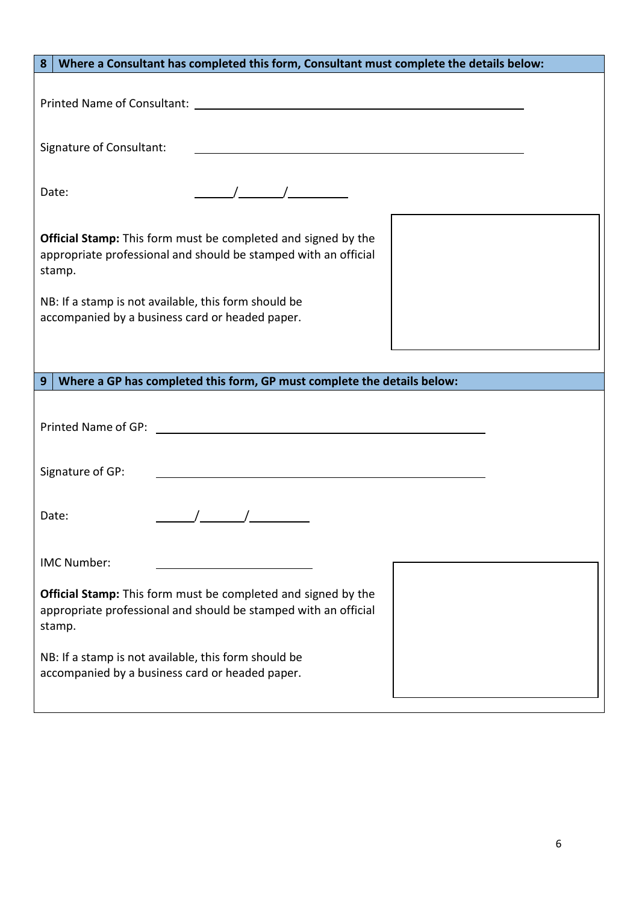## 8 Where a Consultant has completed this form, Consultant must complete the details below:

Printed Name of Consultant: ______________________________________________

Signature of Consultant: ______________________________________________

Date: ______/______/________

**Official Stamp:** This form must be completed and signed by the appropriate professional and should be stamped with an official stamp.

NB: If a stamp is not available, this form should be accompanied by a business card or headed paper.

## 9 Where a GP has completed this form, GP must complete the details below:

Printed Name of GP: ______________________________________________

Signature of GP: ______________________________________________

Date: ______/______/________

IMC Number: ______________________

**Official Stamp:** This form must be completed and signed by the appropriate professional and should be stamped with an official stamp.

NB: If a stamp is not available, this form should be accompanied by a business card or headed paper.